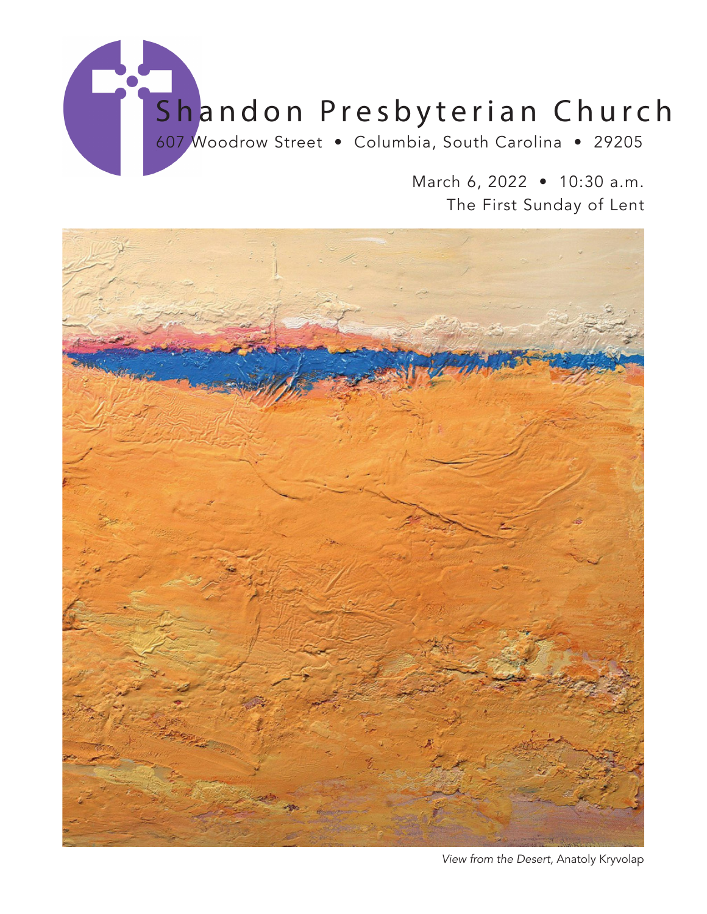# Shandon Presbyterian Church

607 Woodrow Street • Columbia, South Carolina • 29205

March 6, 2022 • 10:30 a.m.
The First Sunday of Lent

*View from the Desert,* Anatoly Kryvolap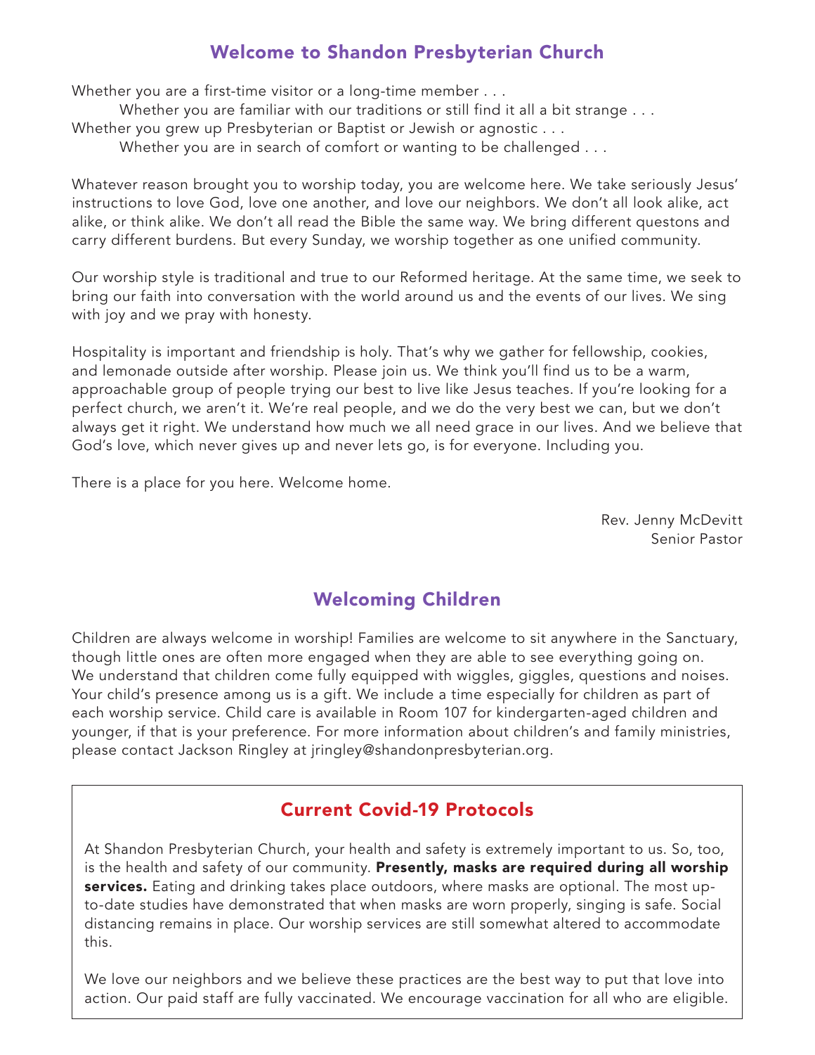## Welcome to Shandon Presbyterian Church

Whether you are a first-time visitor or a long-time member . . .

Whether you are familiar with our traditions or still find it all a bit strange . . .

Whether you grew up Presbyterian or Baptist or Jewish or agnostic . . .

Whether you are in search of comfort or wanting to be challenged . . .

Whatever reason brought you to worship today, you are welcome here. We take seriously Jesus' instructions to love God, love one another, and love our neighbors. We don't all look alike, act alike, or think alike. We don't all read the Bible the same way. We bring different questons and carry different burdens. But every Sunday, we worship together as one unified community.

Our worship style is traditional and true to our Reformed heritage. At the same time, we seek to bring our faith into conversation with the world around us and the events of our lives. We sing with joy and we pray with honesty.

Hospitality is important and friendship is holy. That's why we gather for fellowship, cookies, and lemonade outside after worship. Please join us. We think you'll find us to be a warm, approachable group of people trying our best to live like Jesus teaches. If you're looking for a perfect church, we aren't it. We're real people, and we do the very best we can, but we don't always get it right. We understand how much we all need grace in our lives. And we believe that God's love, which never gives up and never lets go, is for everyone. Including you.

There is a place for you here. Welcome home.

Rev. Jenny McDevitt
Senior Pastor

## Welcoming Children

Children are always welcome in worship! Families are welcome to sit anywhere in the Sanctuary, though little ones are often more engaged when they are able to see everything going on. We understand that children come fully equipped with wiggles, giggles, questions and noises. Your child's presence among us is a gift. We include a time especially for children as part of each worship service. Child care is available in Room 107 for kindergarten-aged children and younger, if that is your preference. For more information about children's and family ministries, please contact Jackson Ringley at jringley@shandonpresbyterian.org.

## Current Covid-19 Protocols

At Shandon Presbyterian Church, your health and safety is extremely important to us. So, too, is the health and safety of our community. **Presently, masks are required during all worship services.** Eating and drinking takes place outdoors, where masks are optional. The most up-to-date studies have demonstrated that when masks are worn properly, singing is safe. Social distancing remains in place. Our worship services are still somewhat altered to accommodate this.

We love our neighbors and we believe these practices are the best way to put that love into action. Our paid staff are fully vaccinated. We encourage vaccination for all who are eligible.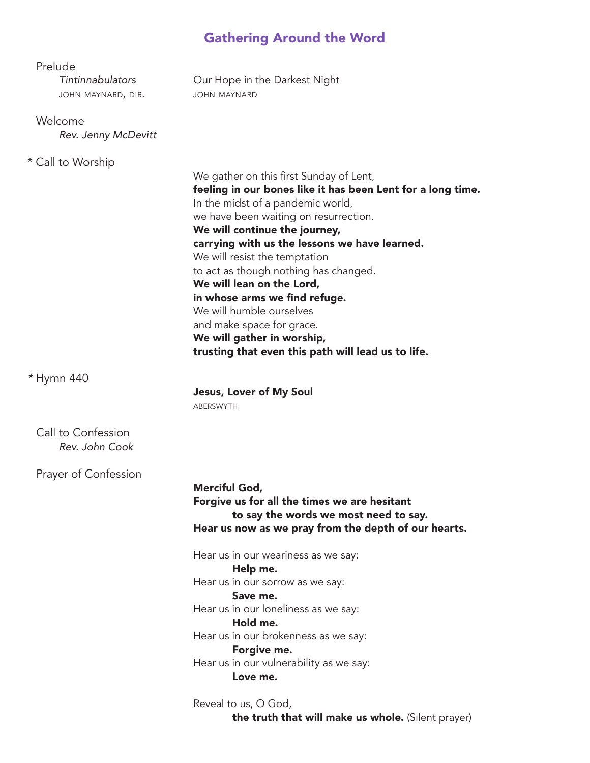## Gathering Around the Word

Prelude
*Tintinnabulators* — Our Hope in the Darkest Night
JOHN MAYNARD, DIR. — JOHN MAYNARD

Welcome
*Rev. Jenny McDevitt*

\* Call to Worship

We gather on this first Sunday of Lent,
**feeling in our bones like it has been Lent for a long time.**
In the midst of a pandemic world,
we have been waiting on resurrection.
**We will continue the journey,**
**carrying with us the lessons we have learned.**
We will resist the temptation
to act as though nothing has changed.
**We will lean on the Lord,**
**in whose arms we find refuge.**
We will humble ourselves
and make space for grace.
**We will gather in worship,**
**trusting that even this path will lead us to life.**

\* Hymn 440

**Jesus, Lover of My Soul**
ABERSWYTH

Call to Confession
*Rev. John Cook*

Prayer of Confession

**Merciful God,**
**Forgive us for all the times we are hesitant**
**to say the words we most need to say.**
**Hear us now as we pray from the depth of our hearts.**

Hear us in our weariness as we say:
**Help me.**
Hear us in our sorrow as we say:
**Save me.**
Hear us in our loneliness as we say:
**Hold me.**
Hear us in our brokenness as we say:
**Forgive me.**
Hear us in our vulnerability as we say:
**Love me.**

Reveal to us, O God,
**the truth that will make us whole.** (Silent prayer)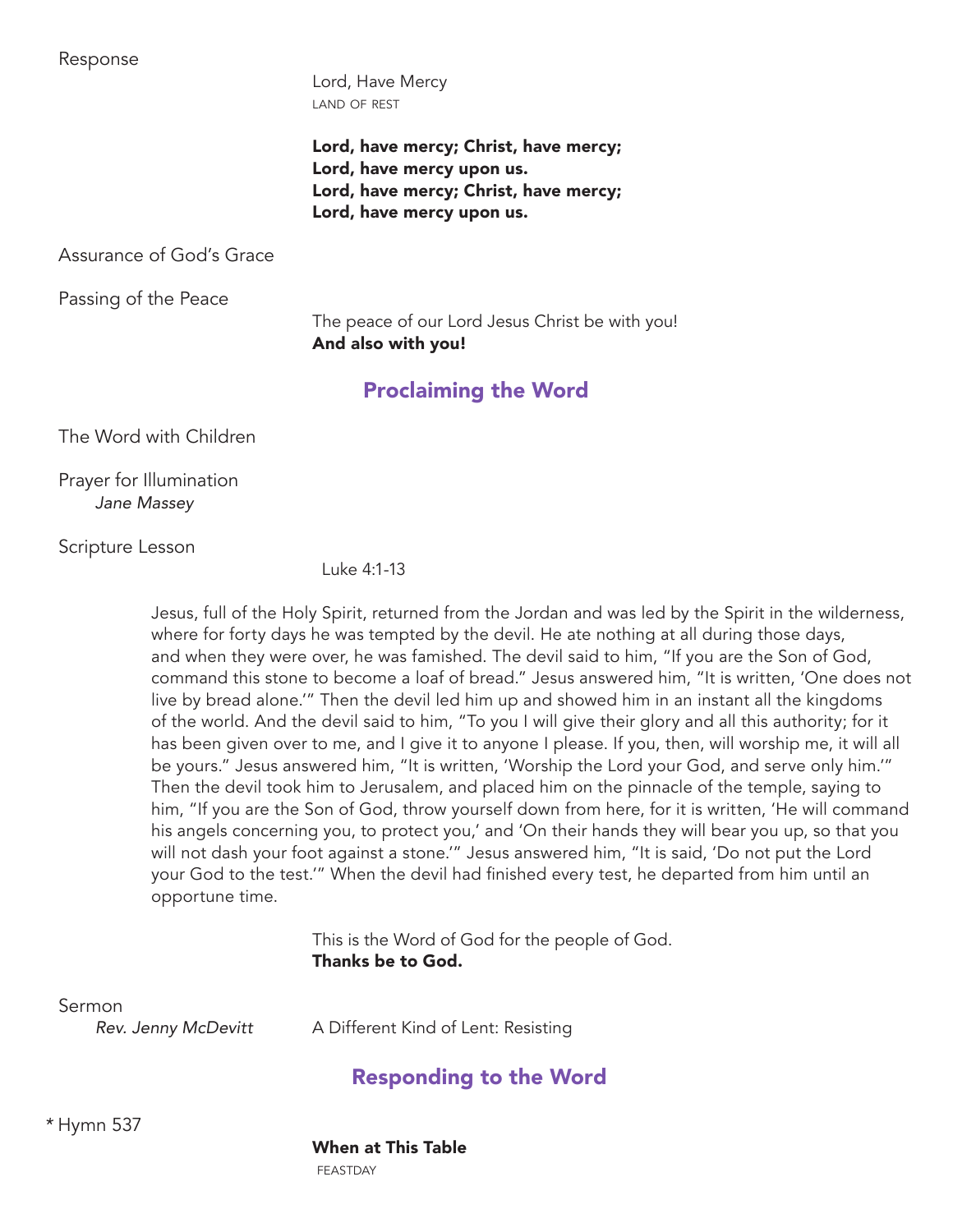Response

Lord, Have Mercy
LAND OF REST

**Lord, have mercy; Christ, have mercy;**
**Lord, have mercy upon us.**
**Lord, have mercy; Christ, have mercy;**
**Lord, have mercy upon us.**

Assurance of God's Grace

Passing of the Peace

The peace of our Lord Jesus Christ be with you!
**And also with you!**

## Proclaiming the Word

The Word with Children

Prayer for Illumination
*Jane Massey*

Scripture Lesson

Luke 4:1-13

Jesus, full of the Holy Spirit, returned from the Jordan and was led by the Spirit in the wilderness, where for forty days he was tempted by the devil. He ate nothing at all during those days, and when they were over, he was famished. The devil said to him, "If you are the Son of God, command this stone to become a loaf of bread." Jesus answered him, "It is written, 'One does not live by bread alone.'" Then the devil led him up and showed him in an instant all the kingdoms of the world. And the devil said to him, "To you I will give their glory and all this authority; for it has been given over to me, and I give it to anyone I please. If you, then, will worship me, it will all be yours." Jesus answered him, "It is written, 'Worship the Lord your God, and serve only him.'" Then the devil took him to Jerusalem, and placed him on the pinnacle of the temple, saying to him, "If you are the Son of God, throw yourself down from here, for it is written, 'He will command his angels concerning you, to protect you,' and 'On their hands they will bear you up, so that you will not dash your foot against a stone.'" Jesus answered him, "It is said, 'Do not put the Lord your God to the test.'" When the devil had finished every test, he departed from him until an opportune time.

This is the Word of God for the people of God.
**Thanks be to God.**

Sermon
*Rev. Jenny McDevitt* A Different Kind of Lent: Resisting

## Responding to the Word

* Hymn 537

**When at This Table**
FEASTDAY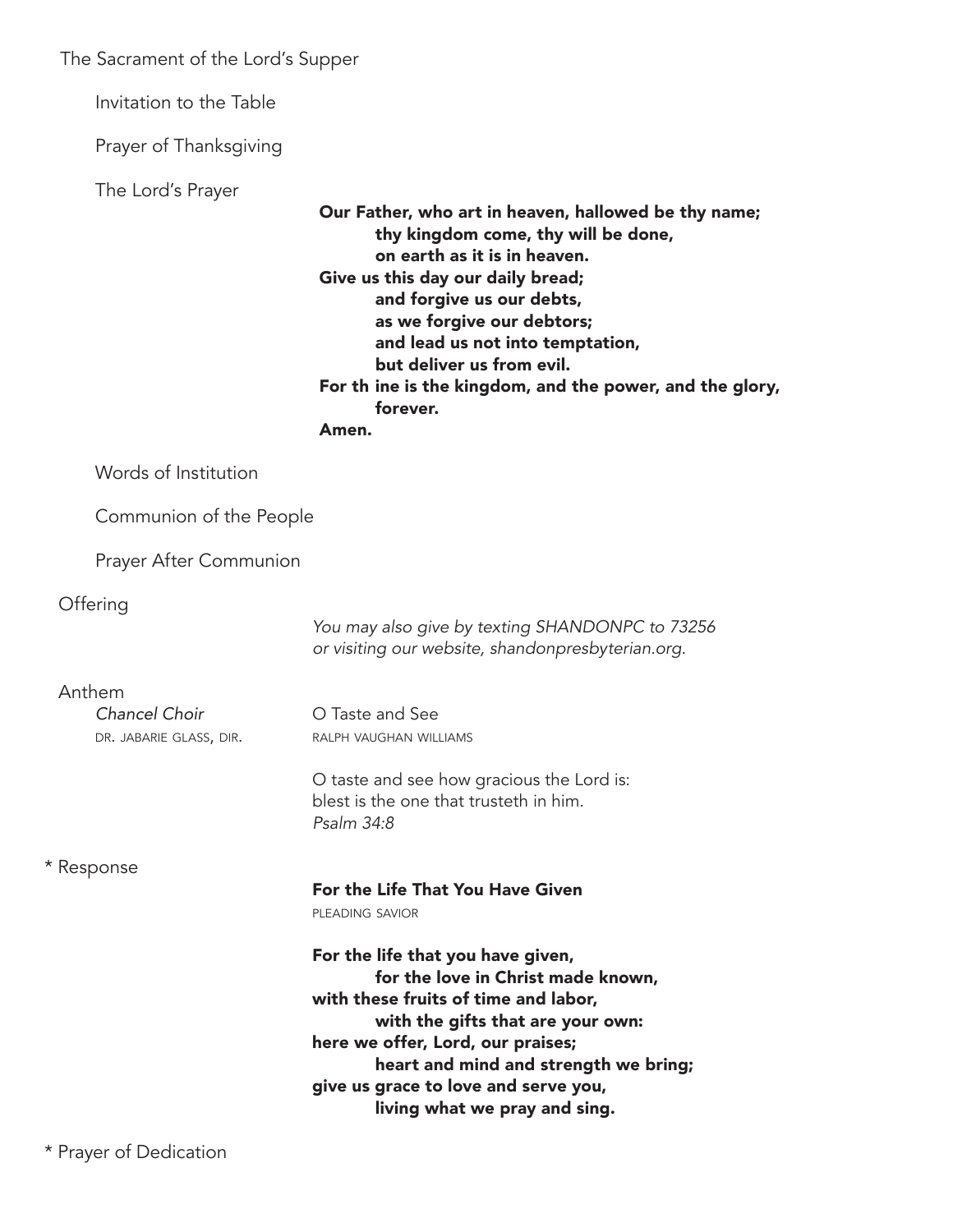The Sacrament of the Lord's Supper

Invitation to the Table

Prayer of Thanksgiving

The Lord's Prayer

**Our Father, who art in heaven, hallowed be thy name;**
**thy kingdom come, thy will be done,**
**on earth as it is in heaven.**
**Give us this day our daily bread;**
**and forgive us our debts,**
**as we forgive our debtors;**
**and lead us not into temptation,**
**but deliver us from evil.**
**For th ine is the kingdom, and the power, and the glory,**
**forever.**
**Amen.**

Words of Institution

Communion of the People

Prayer After Communion

Offering

*You may also give by texting SHANDONPC to 73256*
*or visiting our website, shandonpresbyterian.org.*

Anthem

*Chancel Choir*
DR. JABARIE GLASS, DIR.

O Taste and See
RALPH VAUGHAN WILLIAMS

O taste and see how gracious the Lord is:
blest is the one that trusteth in him.
*Psalm 34:8*

\* Response

**For the Life That You Have Given**
PLEADING SAVIOR

**For the life that you have given,**
**for the love in Christ made known,**
**with these fruits of time and labor,**
**with the gifts that are your own:**
**here we offer, Lord, our praises;**
**heart and mind and strength we bring;**
**give us grace to love and serve you,**
**living what we pray and sing.**

\* Prayer of Dedication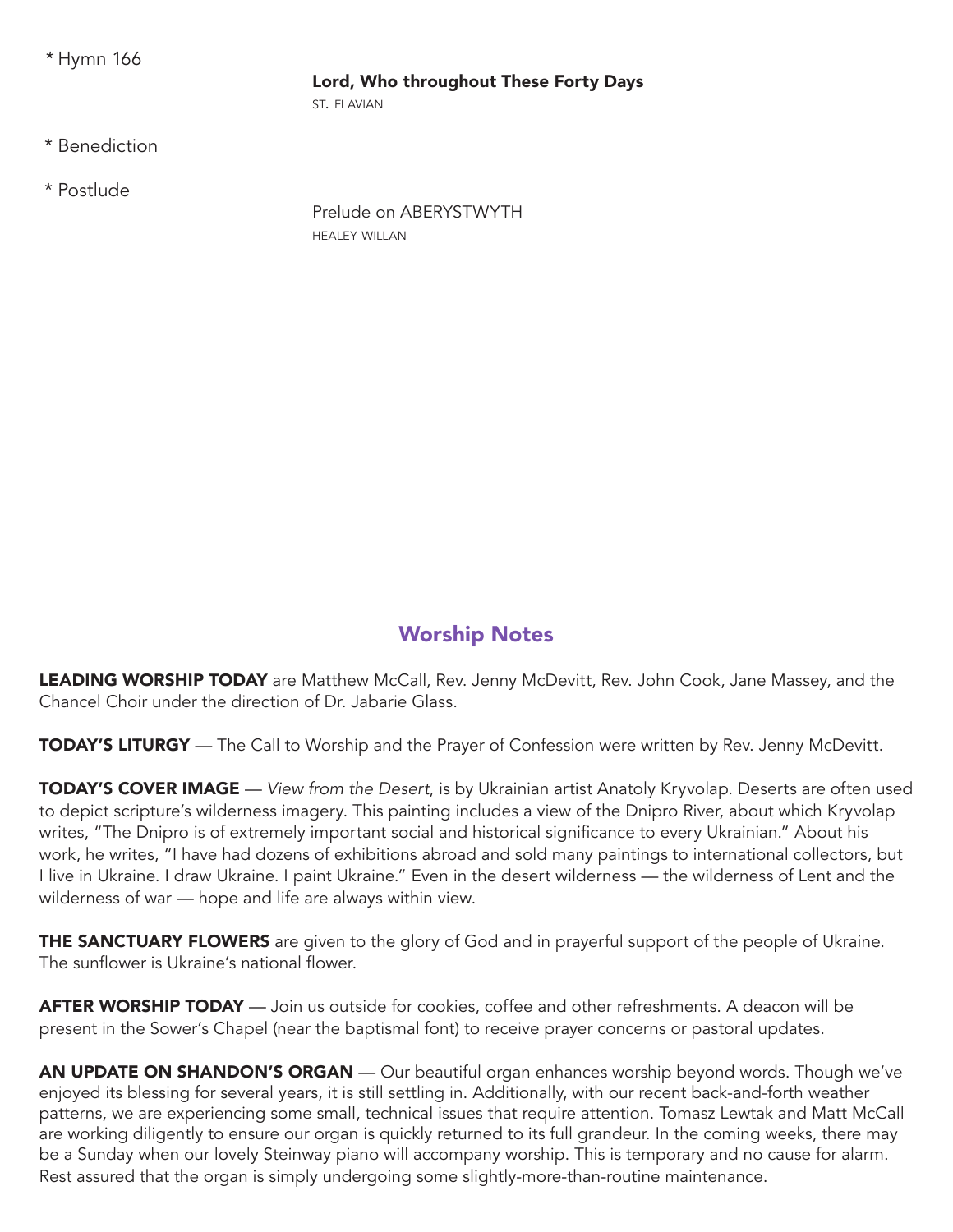\* Hymn 166

**Lord, Who throughout These Forty Days**
ST. FLAVIAN

\* Benediction

\* Postlude

Prelude on ABERYSTWYTH
HEALEY WILLAN

## Worship Notes

**LEADING WORSHIP TODAY** are Matthew McCall, Rev. Jenny McDevitt, Rev. John Cook, Jane Massey, and the Chancel Choir under the direction of Dr. Jabarie Glass.

**TODAY'S LITURGY** — The Call to Worship and the Prayer of Confession were written by Rev. Jenny McDevitt.

**TODAY'S COVER IMAGE** — *View from the Desert*, is by Ukrainian artist Anatoly Kryvolap. Deserts are often used to depict scripture's wilderness imagery. This painting includes a view of the Dnipro River, about which Kryvolap writes, "The Dnipro is of extremely important social and historical significance to every Ukrainian." About his work, he writes, "I have had dozens of exhibitions abroad and sold many paintings to international collectors, but I live in Ukraine. I draw Ukraine. I paint Ukraine." Even in the desert wilderness — the wilderness of Lent and the wilderness of war — hope and life are always within view.

**THE SANCTUARY FLOWERS** are given to the glory of God and in prayerful support of the people of Ukraine. The sunflower is Ukraine's national flower.

**AFTER WORSHIP TODAY** — Join us outside for cookies, coffee and other refreshments. A deacon will be present in the Sower's Chapel (near the baptismal font) to receive prayer concerns or pastoral updates.

**AN UPDATE ON SHANDON'S ORGAN** — Our beautiful organ enhances worship beyond words. Though we've enjoyed its blessing for several years, it is still settling in. Additionally, with our recent back-and-forth weather patterns, we are experiencing some small, technical issues that require attention. Tomasz Lewtak and Matt McCall are working diligently to ensure our organ is quickly returned to its full grandeur. In the coming weeks, there may be a Sunday when our lovely Steinway piano will accompany worship. This is temporary and no cause for alarm. Rest assured that the organ is simply undergoing some slightly-more-than-routine maintenance.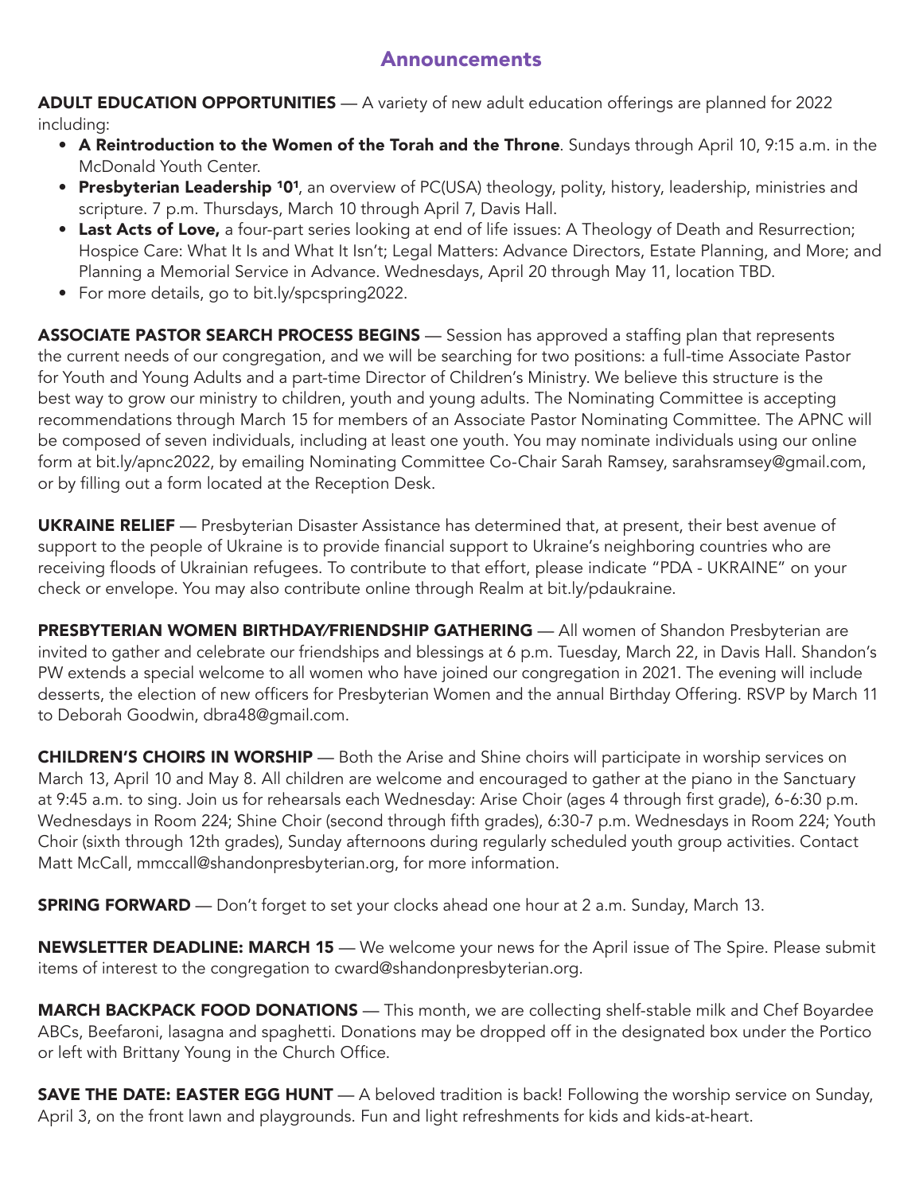## Announcements

**ADULT EDUCATION OPPORTUNITIES** — A variety of new adult education offerings are planned for 2022 including:

- **A Reintroduction to the Women of the Torah and the Throne**. Sundays through April 10, 9:15 a.m. in the McDonald Youth Center.
- **Presbyterian Leadership 101**, an overview of PC(USA) theology, polity, history, leadership, ministries and scripture. 7 p.m. Thursdays, March 10 through April 7, Davis Hall.
- **Last Acts of Love,** a four-part series looking at end of life issues: A Theology of Death and Resurrection; Hospice Care: What It Is and What It Isn't; Legal Matters: Advance Directors, Estate Planning, and More; and Planning a Memorial Service in Advance. Wednesdays, April 20 through May 11, location TBD.
- For more details, go to bit.ly/spcspring2022.

**ASSOCIATE PASTOR SEARCH PROCESS BEGINS** — Session has approved a staffing plan that represents the current needs of our congregation, and we will be searching for two positions: a full-time Associate Pastor for Youth and Young Adults and a part-time Director of Children's Ministry. We believe this structure is the best way to grow our ministry to children, youth and young adults. The Nominating Committee is accepting recommendations through March 15 for members of an Associate Pastor Nominating Committee. The APNC will be composed of seven individuals, including at least one youth. You may nominate individuals using our online form at bit.ly/apnc2022, by emailing Nominating Committee Co-Chair Sarah Ramsey, sarahsramsey@gmail.com, or by filling out a form located at the Reception Desk.

**UKRAINE RELIEF** — Presbyterian Disaster Assistance has determined that, at present, their best avenue of support to the people of Ukraine is to provide financial support to Ukraine's neighboring countries who are receiving floods of Ukrainian refugees. To contribute to that effort, please indicate "PDA - UKRAINE" on your check or envelope. You may also contribute online through Realm at bit.ly/pdaukraine.

**PRESBYTERIAN WOMEN BIRTHDAY/FRIENDSHIP GATHERING** — All women of Shandon Presbyterian are invited to gather and celebrate our friendships and blessings at 6 p.m. Tuesday, March 22, in Davis Hall. Shandon's PW extends a special welcome to all women who have joined our congregation in 2021. The evening will include desserts, the election of new officers for Presbyterian Women and the annual Birthday Offering. RSVP by March 11 to Deborah Goodwin, dbra48@gmail.com.

**CHILDREN'S CHOIRS IN WORSHIP** — Both the Arise and Shine choirs will participate in worship services on March 13, April 10 and May 8. All children are welcome and encouraged to gather at the piano in the Sanctuary at 9:45 a.m. to sing. Join us for rehearsals each Wednesday: Arise Choir (ages 4 through first grade), 6-6:30 p.m. Wednesdays in Room 224; Shine Choir (second through fifth grades), 6:30-7 p.m. Wednesdays in Room 224; Youth Choir (sixth through 12th grades), Sunday afternoons during regularly scheduled youth group activities. Contact Matt McCall, mmccall@shandonpresbyterian.org, for more information.

**SPRING FORWARD** — Don't forget to set your clocks ahead one hour at 2 a.m. Sunday, March 13.

**NEWSLETTER DEADLINE: MARCH 15** — We welcome your news for the April issue of The Spire. Please submit items of interest to the congregation to cward@shandonpresbyterian.org.

**MARCH BACKPACK FOOD DONATIONS** — This month, we are collecting shelf-stable milk and Chef Boyardee ABCs, Beefaroni, lasagna and spaghetti. Donations may be dropped off in the designated box under the Portico or left with Brittany Young in the Church Office.

**SAVE THE DATE: EASTER EGG HUNT** — A beloved tradition is back! Following the worship service on Sunday, April 3, on the front lawn and playgrounds. Fun and light refreshments for kids and kids-at-heart.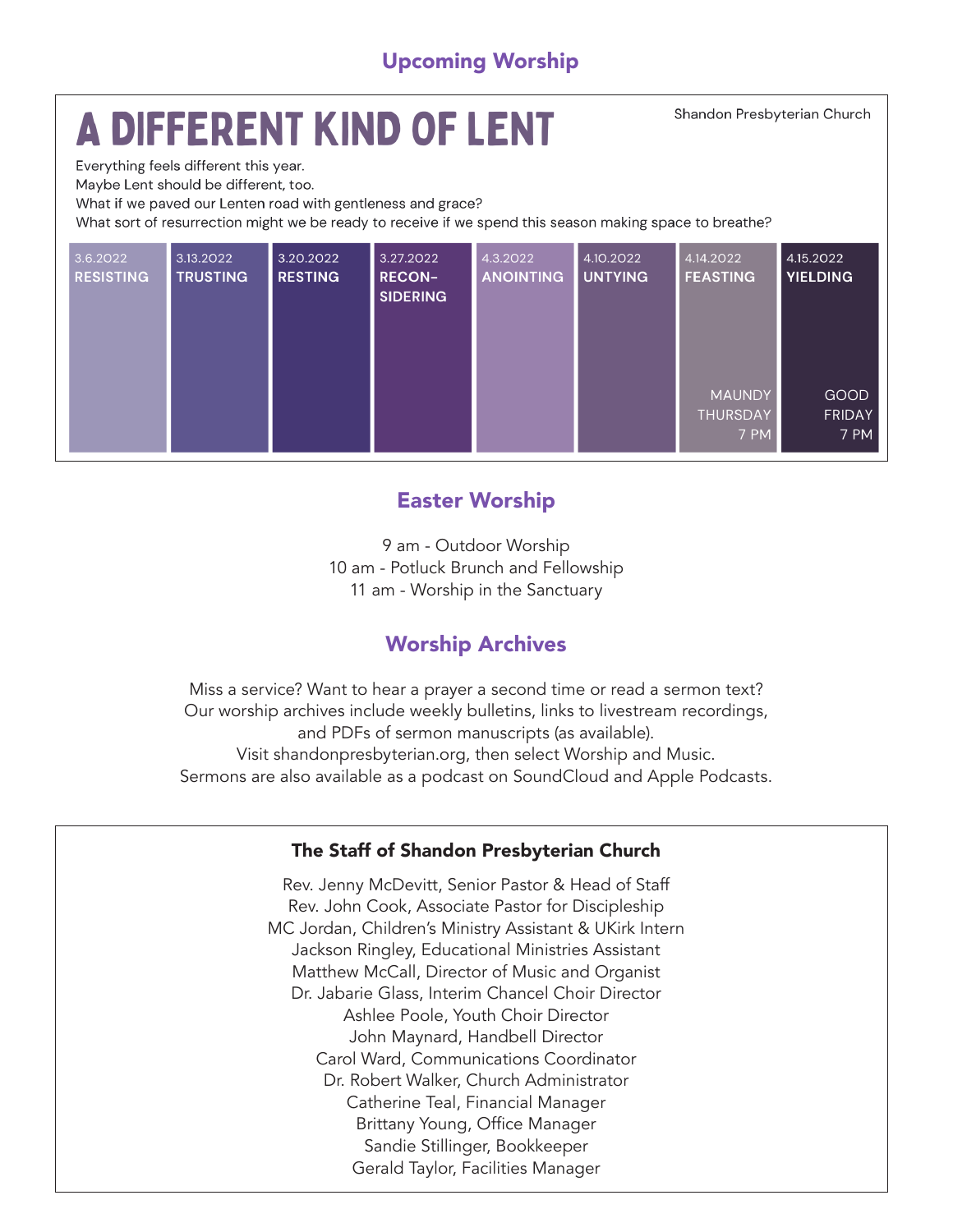## Upcoming Worship

# A DIFFERENT KIND OF LENT

Shandon Presbyterian Church

Everything feels different this year.
Maybe Lent should be different, too.
What if we paved our Lenten road with gentleness and grace?
What sort of resurrection might we be ready to receive if we spend this season making space to breathe?

| 3.6.2022 | 3.13.2022 | 3.20.2022 | 3.27.2022 | 4.3.2022 | 4.10.2022 | 4.14.2022 | 4.15.2022 |
|---|---|---|---|---|---|---|---|
| RESISTING | TRUSTING | RESTING | RECON-SIDERING | ANOINTING | UNTYING | FEASTING | YIELDING |
| | | | | | | MAUNDY THURSDAY 7 PM | GOOD FRIDAY 7 PM |

## Easter Worship

9 am - Outdoor Worship
10 am - Potluck Brunch and Fellowship
11 am - Worship in the Sanctuary

## Worship Archives

Miss a service? Want to hear a prayer a second time or read a sermon text?
Our worship archives include weekly bulletins, links to livestream recordings, and PDFs of sermon manuscripts (as available).
Visit shandonpresbyterian.org, then select Worship and Music.
Sermons are also available as a podcast on SoundCloud and Apple Podcasts.

### The Staff of Shandon Presbyterian Church

Rev. Jenny McDevitt, Senior Pastor & Head of Staff
Rev. John Cook, Associate Pastor for Discipleship
MC Jordan, Children's Ministry Assistant & UKirk Intern
Jackson Ringley, Educational Ministries Assistant
Matthew McCall, Director of Music and Organist
Dr. Jabarie Glass, Interim Chancel Choir Director
Ashlee Poole, Youth Choir Director
John Maynard, Handbell Director
Carol Ward, Communications Coordinator
Dr. Robert Walker, Church Administrator
Catherine Teal, Financial Manager
Brittany Young, Office Manager
Sandie Stillinger, Bookkeeper
Gerald Taylor, Facilities Manager